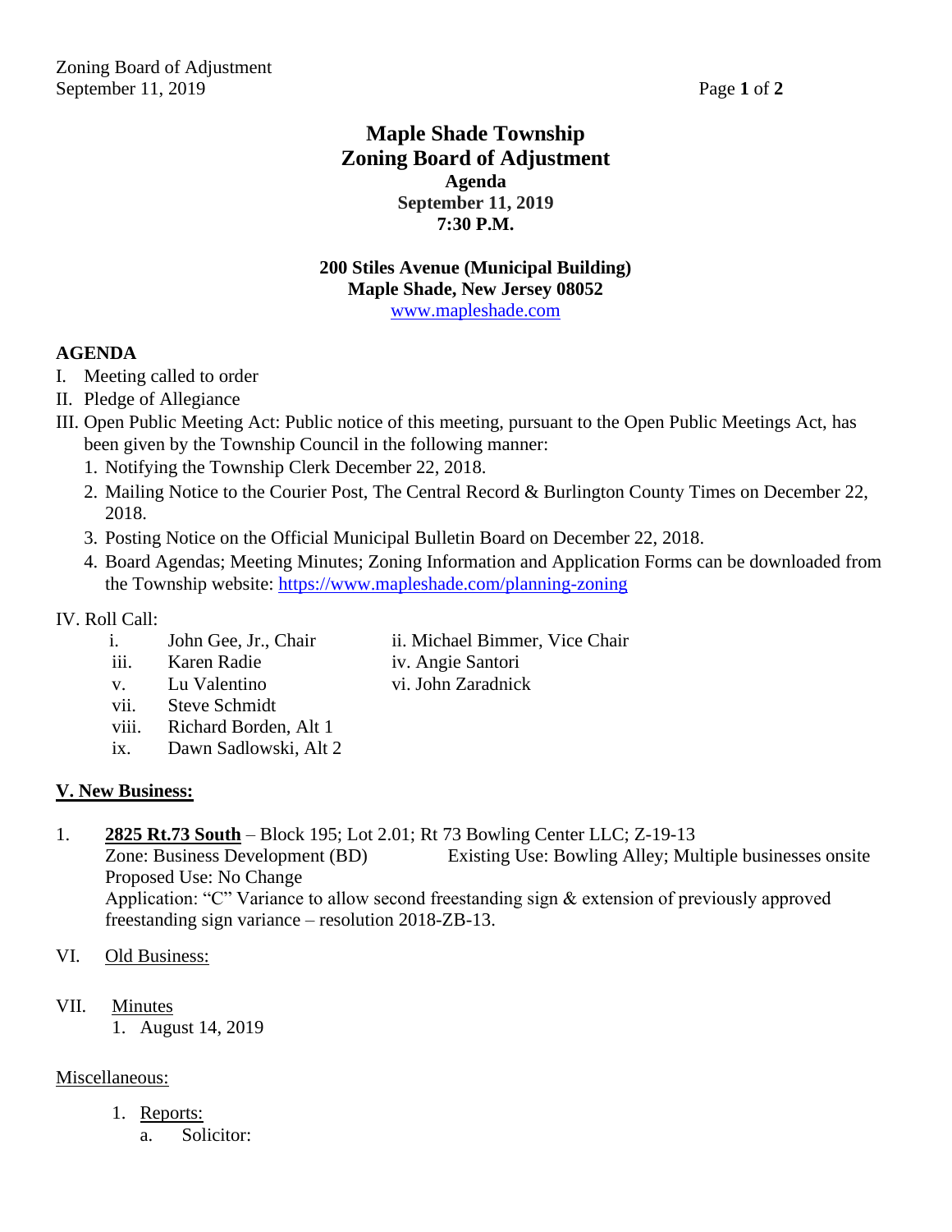# Maple Shade Township
# Zoning Board of Adjustment

**Agenda**
**September 11, 2019**
**7:30 P.M.**

**200 Stiles Avenue (Municipal Building)**
**Maple Shade, New Jersey 08052**
www.mapleshade.com

## AGENDA

I. Meeting called to order

II. Pledge of Allegiance

III. Open Public Meeting Act: Public notice of this meeting, pursuant to the Open Public Meetings Act, has been given by the Township Council in the following manner:

1. Notifying the Township Clerk December 22, 2018.
2. Mailing Notice to the Courier Post, The Central Record & Burlington County Times on December 22, 2018.
3. Posting Notice on the Official Municipal Bulletin Board on December 22, 2018.
4. Board Agendas; Meeting Minutes; Zoning Information and Application Forms can be downloaded from the Township website: https://www.mapleshade.com/planning-zoning

IV. Roll Call:

- i. John Gee, Jr., Chair
- ii. Michael Bimmer, Vice Chair
- iii. Karen Radie
- iv. Angie Santori
- v. Lu Valentino
- vi. John Zaradnick
- vii. Steve Schmidt
- viii. Richard Borden, Alt 1
- ix. Dawn Sadlowski, Alt 2

**V. New Business:**

1. **2825 Rt.73 South** – Block 195; Lot 2.01; Rt 73 Bowling Center LLC; Z-19-13
   Zone: Business Development (BD) Existing Use: Bowling Alley; Multiple businesses onsite
   Proposed Use: No Change
   Application: "C" Variance to allow second freestanding sign & extension of previously approved freestanding sign variance – resolution 2018-ZB-13.

VI. Old Business:

VII. Minutes

1. August 14, 2019

Miscellaneous:

1. Reports:
   a. Solicitor: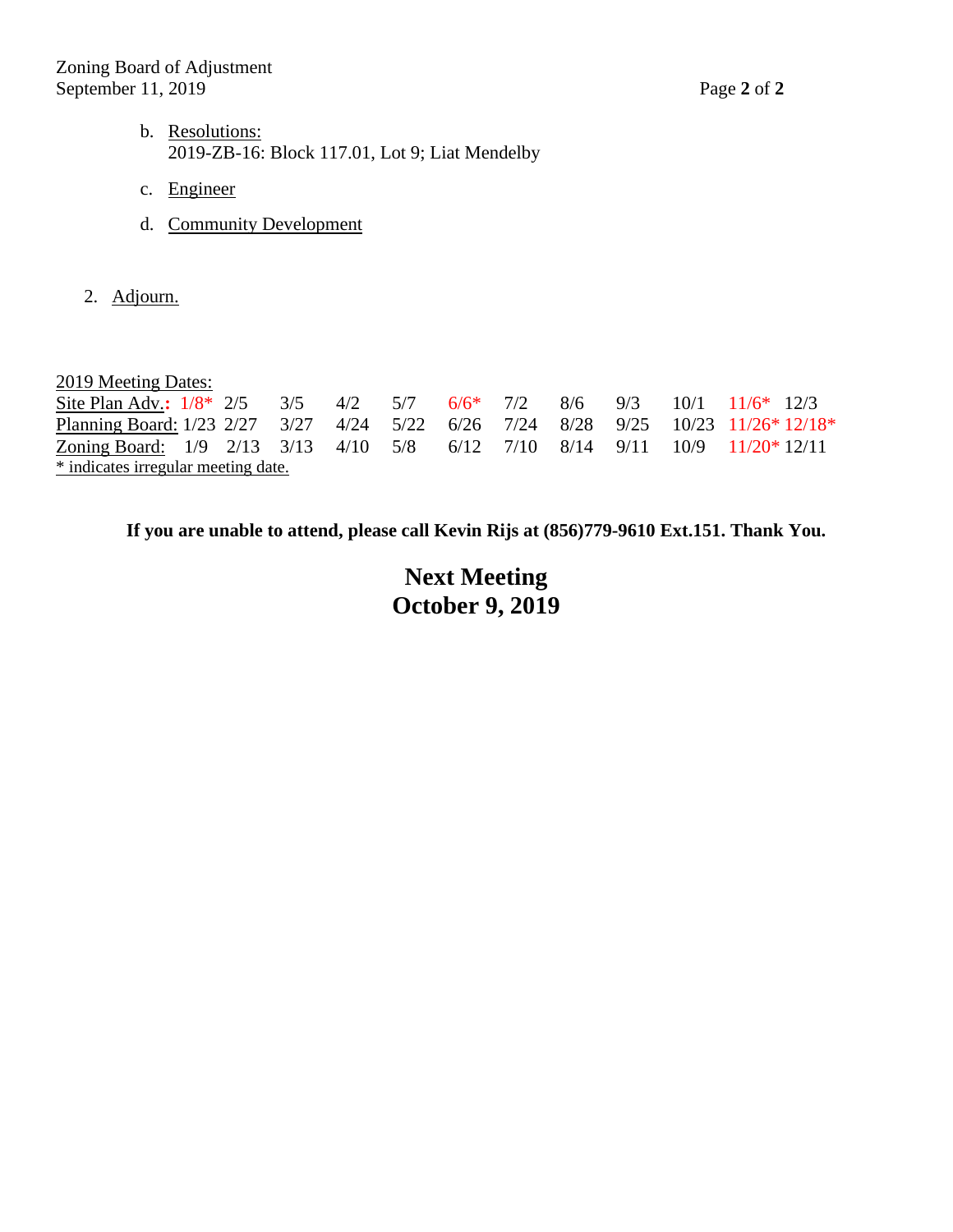b. Resolutions:
   2019-ZB-16: Block 117.01, Lot 9; Liat Mendelby

c. Engineer

d. Community Development

2. Adjourn.

2019 Meeting Dates:

| | | | | | | | | | | | | |
|---|---|---|---|---|---|---|---|---|---|---|---|---|
| Site Plan Adv.: | 1/8* | 2/5 | 3/5 | 4/2 | 5/7 | 6/6* | 7/2 | 8/6 | 9/3 | 10/1 | 11/6* | 12/3 |
| Planning Board: | 1/23 | 2/27 | 3/27 | 4/24 | 5/22 | 6/26 | 7/24 | 8/28 | 9/25 | 10/23 | 11/26* | 12/18* |
| Zoning Board: | 1/9 | 2/13 | 3/13 | 4/10 | 5/8 | 6/12 | 7/10 | 8/14 | 9/11 | 10/9 | 11/20* | 12/11 |

* indicates irregular meeting date.

**If you are unable to attend, please call Kevin Rijs at (856)779-9610 Ext.151. Thank You.**

## Next Meeting
## October 9, 2019